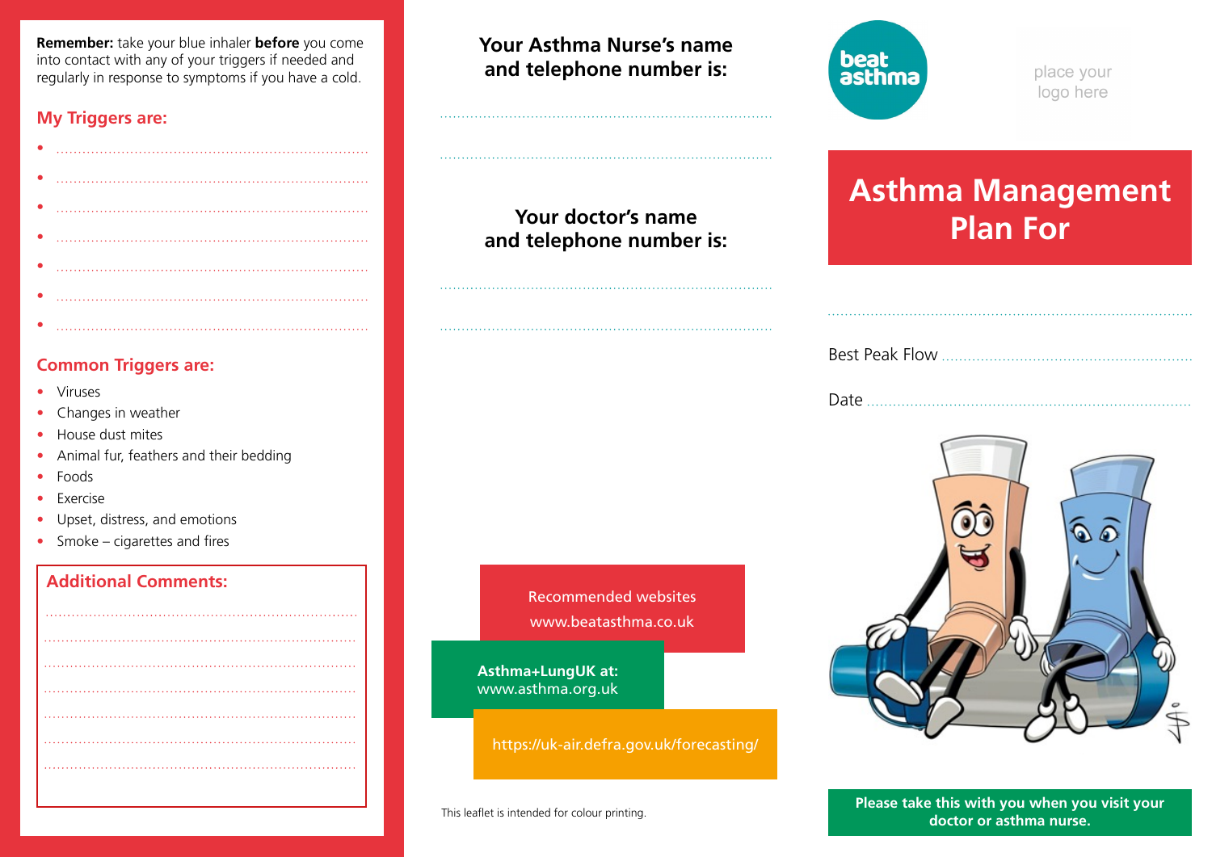**Remember:** take your blue inhaler **before** you come into contact with any of your triggers if needed and regularly in response to symptoms if you have a cold.

## My Triggers are:

- ........................................................................
- ........................................................................
- ........................................................................
- ........................................................................
- ........................................................................
- ........................................................................
- ........................................................................

## Common Triggers are:

- Viruses
- Changes in weather
- House dust mites
- Animal fur, feathers and their bedding
- Foods
- Exercise
- Upset, distress, and emotions
- Smoke – cigarettes and fires

## Additional Comments:

........................................................................

........................................................................

........................................................................

........................................................................

........................................................................

........................................................................

........................................................................

## Your Asthma Nurse's name and telephone number is:

........................................................................

........................................................................

## Your doctor's name and telephone number is:

........................................................................

........................................................................

Recommended websites
www.beatasthma.co.uk

**Asthma+LungUK at:**
www.asthma.org.uk

https://uk-air.defra.gov.uk/forecasting/

This leaflet is intended for colour printing.

beat asthma

place your logo here

# Asthma Management Plan For

........................................................................

Best Peak Flow ........................................................

Date ........................................................................

**Please take this with you when you visit your doctor or asthma nurse.**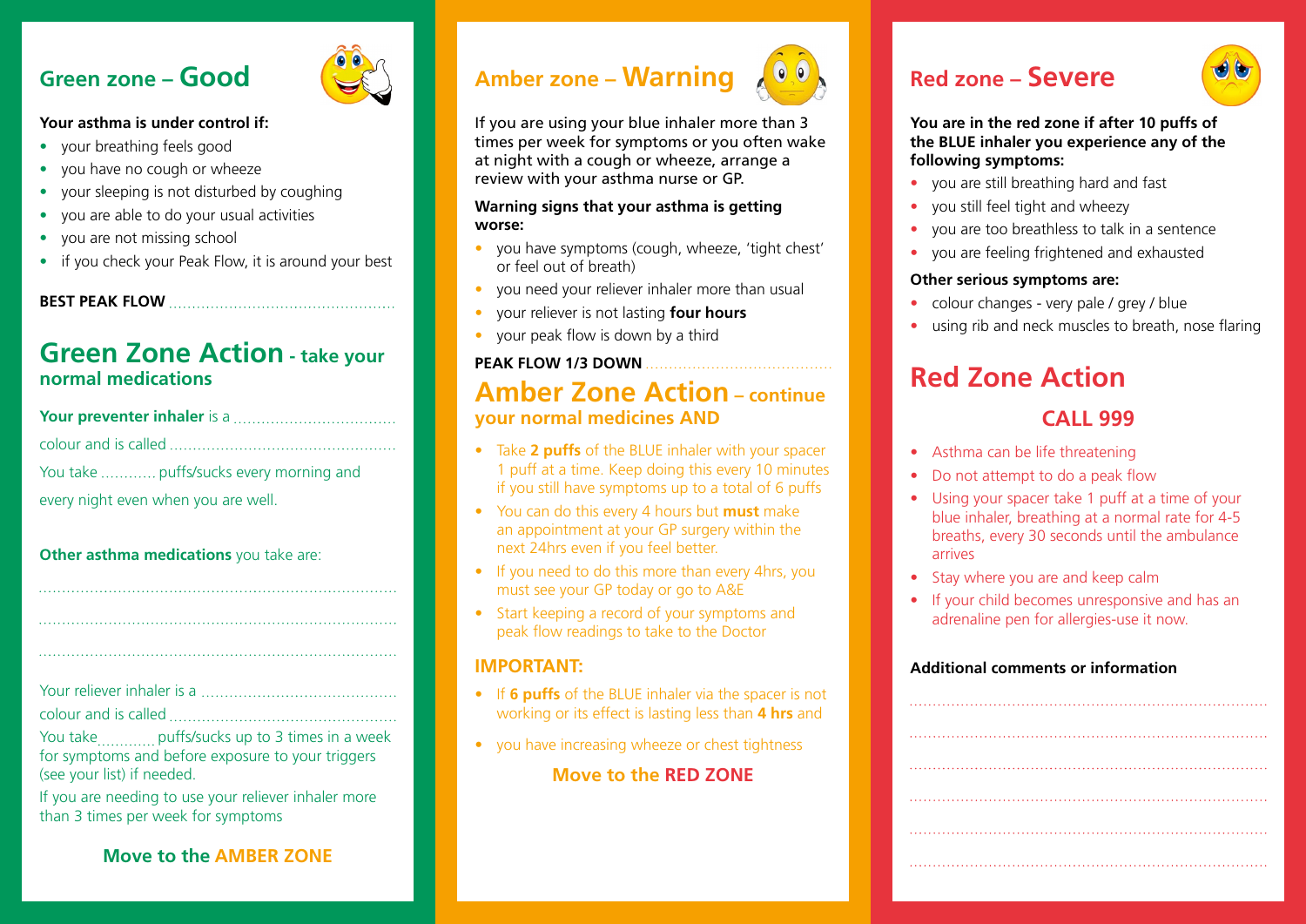## Green zone – Good

**Your asthma is under control if:**

- your breathing feels good
- you have no cough or wheeze
- your sleeping is not disturbed by coughing
- you are able to do your usual activities
- you are not missing school
- if you check your Peak Flow, it is around your best

**BEST PEAK FLOW** ..................................................

## Green Zone Action - take your normal medications

**Your preventer inhaler** is a ....................................

colour and is called ..................................................

You take ............ puffs/sucks every morning and every night even when you are well.

**Other asthma medications** you take are:

..............................................................................

..............................................................................

..............................................................................

Your reliever inhaler is a ..........................................

colour and is called ..................................................

You take............ puffs/sucks up to 3 times in a week for symptoms and before exposure to your triggers (see your list) if needed.

If you are needing to use your reliever inhaler more than 3 times per week for symptoms

**Move to the AMBER ZONE**

## Amber zone – Warning

If you are using your blue inhaler more than 3 times per week for symptoms or you often wake at night with a cough or wheeze, arrange a review with your asthma nurse or GP.

**Warning signs that your asthma is getting worse:**

- you have symptoms (cough, wheeze, 'tight chest' or feel out of breath)
- you need your reliever inhaler more than usual
- your reliever is not lasting **four hours**
- your peak flow is down by a third

**PEAK FLOW 1/3 DOWN** ........................................

## Amber Zone Action – continue your normal medicines AND

- Take **2 puffs** of the BLUE inhaler with your spacer 1 puff at a time. Keep doing this every 10 minutes if you still have symptoms up to a total of 6 puffs
- You can do this every 4 hours but **must** make an appointment at your GP surgery within the next 24hrs even if you feel better.
- If you need to do this more than every 4hrs, you must see your GP today or go to A&E
- Start keeping a record of your symptoms and peak flow readings to take to the Doctor

### IMPORTANT:

- If **6 puffs** of the BLUE inhaler via the spacer is not working or its effect is lasting less than **4 hrs** and
- you have increasing wheeze or chest tightness

**Move to the RED ZONE**

## Red zone – Severe

**You are in the red zone if after 10 puffs of the BLUE inhaler you experience any of the following symptoms:**

- you are still breathing hard and fast
- you still feel tight and wheezy
- you are too breathless to talk in a sentence
- you are feeling frightened and exhausted

**Other serious symptoms are:**

- colour changes - very pale / grey / blue
- using rib and neck muscles to breath, nose flaring

## Red Zone Action

### CALL 999

- Asthma can be life threatening
- Do not attempt to do a peak flow
- Using your spacer take 1 puff at a time of your blue inhaler, breathing at a normal rate for 4-5 breaths, every 30 seconds until the ambulance arrives
- Stay where you are and keep calm
- If your child becomes unresponsive and has an adrenaline pen for allergies-use it now.

**Additional comments or information**

..............................................................................

..............................................................................

..............................................................................

..............................................................................

..............................................................................

..............................................................................